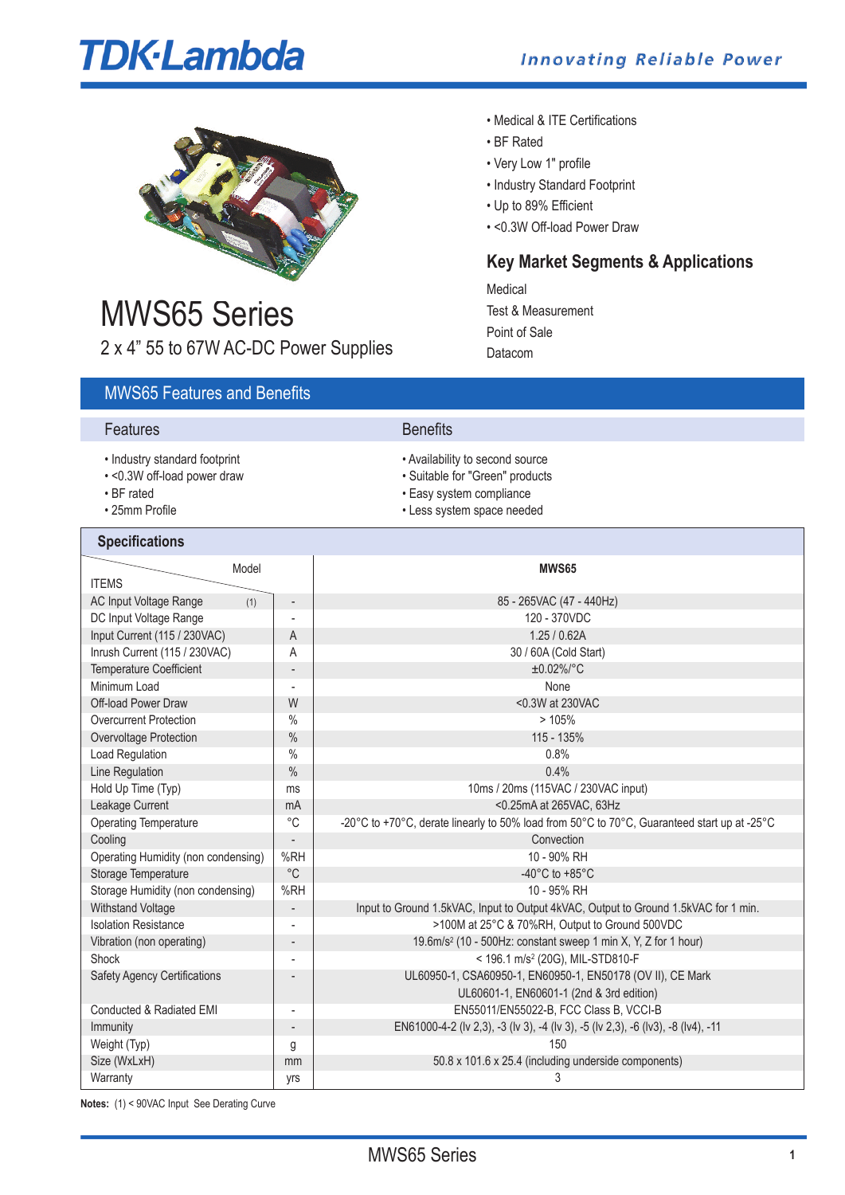TDK·Lambda

*Innovating Reliable Power*

- Medical & ITE Certifications
- BF Rated
- Very Low 1" profile
- Industry Standard Footprint
- Up to 89% Efficient
- <0.3W Off-load Power Draw

## Key Market Segments & Applications

Medical
Test & Measurement
Point of Sale
Datacom

# MWS65 Series

2 x 4" 55 to 67W AC-DC Power Supplies

## MWS65 Features and Benefits

| Features | Benefits |
|---|---|
| • Industry standard footprint | • Availability to second source |
| • <0.3W off-load power draw | • Suitable for "Green" products |
| • BF rated | • Easy system compliance |
| • 25mm Profile | • Less system space needed |

## Specifications

| ITEMS / Model | | MWS65 |
|---|---|---|
| AC Input Voltage Range (1) | - | 85 - 265VAC (47 - 440Hz) |
| DC Input Voltage Range | - | 120 - 370VDC |
| Input Current (115 / 230VAC) | A | 1.25 / 0.62A |
| Inrush Current (115 / 230VAC) | A | 30 / 60A (Cold Start) |
| Temperature Coefficient | - | ±0.02%/°C |
| Minimum Load | - | None |
| Off-load Power Draw | W | <0.3W at 230VAC |
| Overcurrent Protection | % | > 105% |
| Overvoltage Protection | % | 115 - 135% |
| Load Regulation | % | 0.8% |
| Line Regulation | % | 0.4% |
| Hold Up Time (Typ) | ms | 10ms / 20ms (115VAC / 230VAC input) |
| Leakage Current | mA | <0.25mA at 265VAC, 63Hz |
| Operating Temperature | °C | -20°C to +70°C, derate linearly to 50% load from 50°C to 70°C, Guaranteed start up at -25°C |
| Cooling | - | Convection |
| Operating Humidity (non condensing) | %RH | 10 - 90% RH |
| Storage Temperature | °C | -40°C to +85°C |
| Storage Humidity (non condensing) | %RH | 10 - 95% RH |
| Withstand Voltage | - | Input to Ground 1.5kVAC, Input to Output 4kVAC, Output to Ground 1.5kVAC for 1 min. |
| Isolation Resistance | - | >100M at 25°C & 70%RH, Output to Ground 500VDC |
| Vibration (non operating) | - | 19.6m/s² (10 - 500Hz: constant sweep 1 min X, Y, Z for 1 hour) |
| Shock | - | < 196.1 m/s² (20G), MIL-STD810-F |
| Safety Agency Certifications | - | UL60950-1, CSA60950-1, EN60950-1, EN50178 (OV II), CE Mark<br>UL60601-1, EN60601-1 (2nd & 3rd edition) |
| Conducted & Radiated EMI | - | EN55011/EN55022-B, FCC Class B, VCCI-B |
| Immunity | - | EN61000-4-2 (lv 2,3), -3 (lv 3), -4 (lv 3), -5 (lv 2,3), -6 (lv3), -8 (lv4), -11 |
| Weight (Typ) | g | 150 |
| Size (WxLxH) | mm | 50.8 x 101.6 x 25.4 (including underside components) |
| Warranty | yrs | 3 |

**Notes:** (1) < 90VAC Input See Derating Curve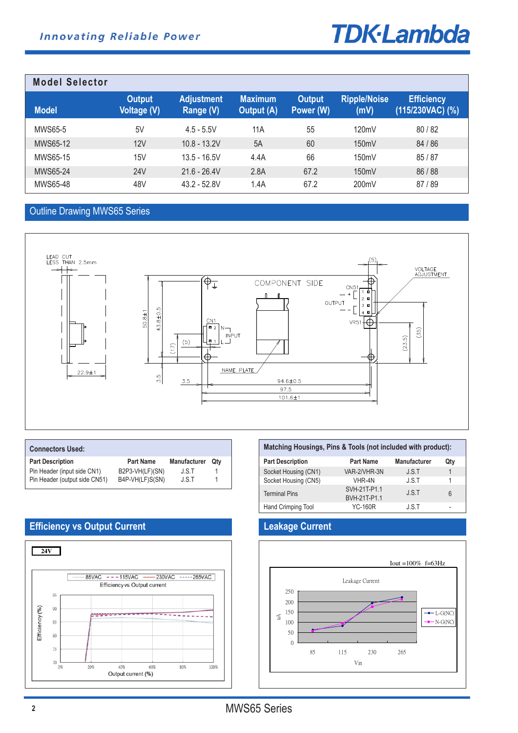## Model Selector

| Model | Output Voltage (V) | Adjustment Range (V) | Maximum Output (A) | Output Power (W) | Ripple/Noise (mV) | Efficiency (115/230VAC) (%) |
|---|---|---|---|---|---|---|
| MWS65-5 | 5V | 4.5 - 5.5V | 11A | 55 | 120mV | 80 / 82 |
| MWS65-12 | 12V | 10.8 - 13.2V | 5A | 60 | 150mV | 84 / 86 |
| MWS65-15 | 15V | 13.5 - 16.5V | 4.4A | 66 | 150mV | 85 / 87 |
| MWS65-24 | 24V | 21.6 - 26.4V | 2.8A | 67.2 | 150mV | 86 / 88 |
| MWS65-48 | 48V | 43.2 - 52.8V | 1.4A | 67.2 | 200mV | 87 / 89 |

## Outline Drawing MWS65 Series

LEAD CUT LESS THAN 2.5mm

COMPONENT SIDE

CN51, OUTPUT, VOLTAGE ADJUSTMENT, VR51, CN1, INPUT, NAME PLATE

Dimensions: 22.9±1, 50.8±1, 43.8±0.5, (17), (5), 3.5, 3.5, 94.6±0.5, 97.5, 101.6±1, (5), (23.5), (35)

### Connectors Used:

| Part Description | Part Name | Manufacturer | Qty |
|---|---|---|---|
| Pin Header (input side CN1) | B2P3-VH(LF)(SN) | J.S.T | 1 |
| Pin Header (output side CN51) | B4P-VH(LF)S(SN) | J.S.T | 1 |

### Matching Housings, Pins & Tools (not included with product):

| Part Description | Part Name | Manufacturer | Qty |
|---|---|---|---|
| Socket Housing (CN1) | VAR-2/VHR-3N | J.S.T | 1 |
| Socket Housing (CN5) | VHR-4N | J.S.T | 1 |
| Terminal Pins | SVH-21T-P1.1<br>BVH-21T-P1.1 | J.S.T | 6 |
| Hand Crimping Tool | YC-160R | J.S.T | - |

## Efficiency vs Output Current

24V

Efficiency vs Output current (85VAC, 115VAC, 230VAC, 265VAC)

## Leakage Current

Iout =100% f=63Hz

Leakage Current (L-G(NC), N-G(NC))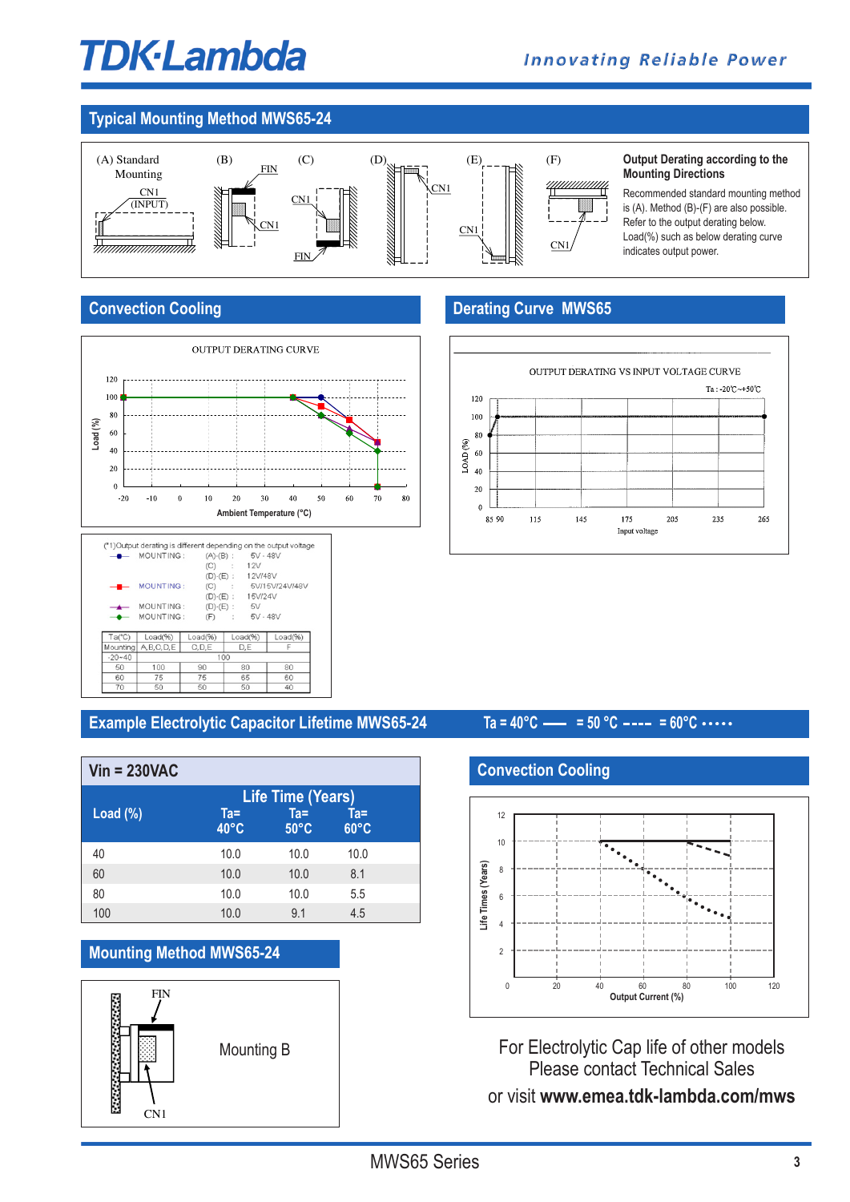## Typical Mounting Method MWS65-24

(A) Standard Mounting — CN1 (INPUT)
(B) FIN, CN1
(C) CN1, FIN
(D) CN1
(E) CN1
(F) CN1

**Output Derating according to the Mounting Directions**

Recommended standard mounting method is (A). Method (B)-(F) are also possible. Refer to the output derating below. Load(%) such as below derating curve indicates output power.

## Convection Cooling

OUTPUT DERATING CURVE

(Chart: Load (%) vs Ambient Temperature (°C))

(*1)Output derating is different depending on the output voltage

| | Mounting | Output voltage |
|---|---|---|
| ● (blue) | MOUNTING : (A)-(B) : | 5V - 48V |
| | (C) | 12V |
| | (D)-(E) : | 12V/48V |
| ■ (red) | MOUNTING : (C) : | 5V/15V/24V/48V |
| | (D)-(E) : | 15V/24V |
| ▲ (purple) | MOUNTING : (D)-(E) : | 5V |
| ◆ (green) | MOUNTING : (F) : | 5V - 48V |

| Ta(°C) | Load(%) | Load(%) | Load(%) | Load(%) |
|---|---|---|---|---|
| Mounting | A,B,C,D,E | C,D,E | D,E | F |
| -20~40 | 100 | | | |
| 50 | 100 | 90 | 80 | 80 |
| 60 | 75 | 75 | 65 | 60 |
| 70 | 50 | 50 | 50 | 40 |

## Derating Curve MWS65

OUTPUT DERATING VS INPUT VOLTAGE CURVE

Ta : -20℃~+50℃

(Chart: LOAD (%) vs Input voltage, 85–265)

## Example Electrolytic Capacitor Lifetime MWS65-24

Ta = 40°C —— = 50 °C ---- = 60°C ·····

**Vin = 230VAC**

| Load (%) | Life Time (Years) Ta= 40°C | Ta= 50°C | Ta= 60°C |
|---|---|---|---|
| 40 | 10.0 | 10.0 | 10.0 |
| 60 | 10.0 | 10.0 | 8.1 |
| 80 | 10.0 | 10.0 | 5.5 |
| 100 | 10.0 | 9.1 | 4.5 |

## Convection Cooling

(Chart: Life Times (Years) vs Output Current (%))

## Mounting Method MWS65-24

FIN, CN1

Mounting B

For Electrolytic Cap life of other models
Please contact Technical Sales
or visit **www.emea.tdk-lambda.com/mws**

MWS65 Series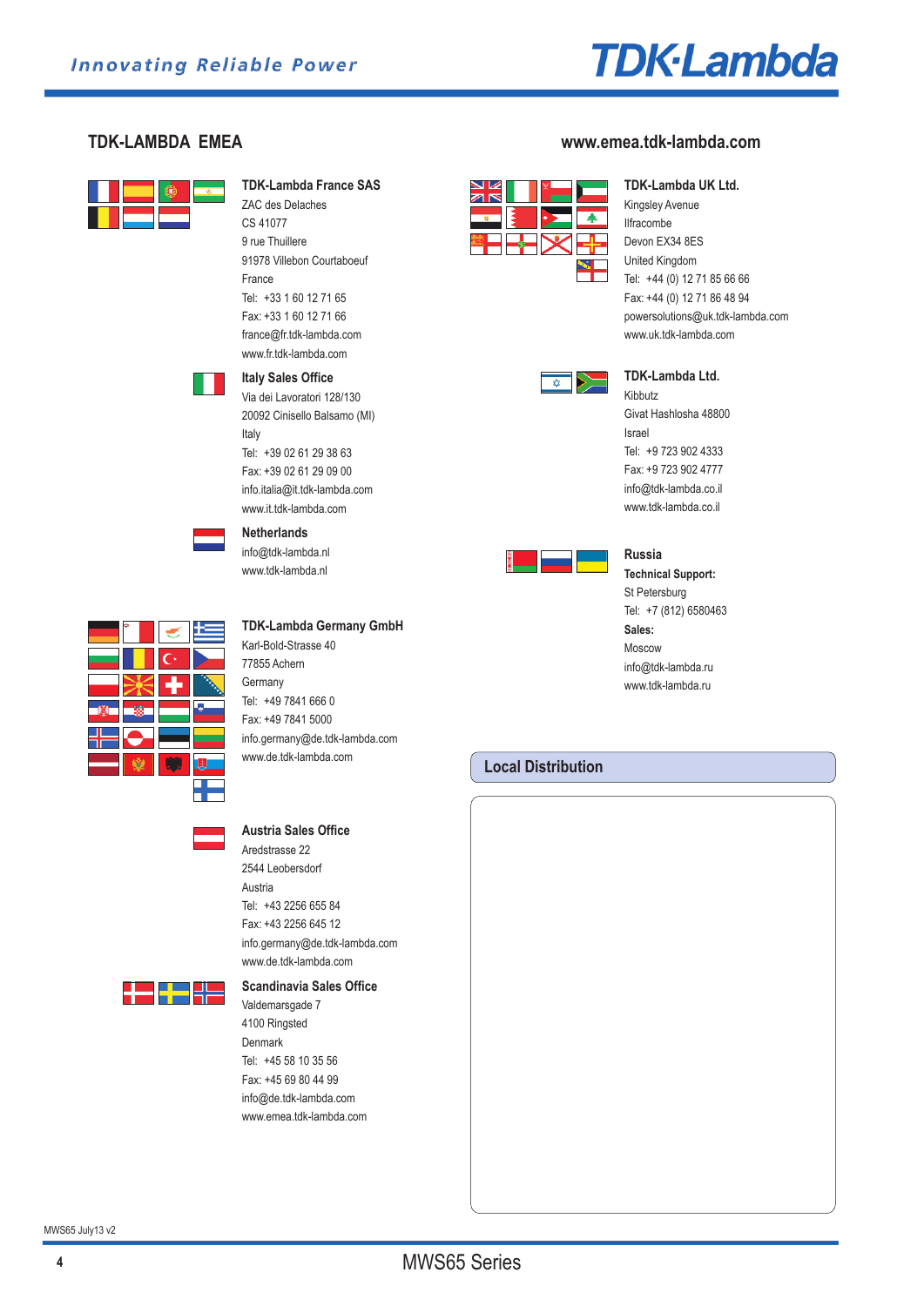## TDK-LAMBDA EMEA

www.emea.tdk-lambda.com

**TDK-Lambda France SAS**
ZAC des Delaches
CS 41077
9 rue Thuillere
91978 Villebon Courtaboeuf
France
Tel: +33 1 60 12 71 65
Fax: +33 1 60 12 71 66
france@fr.tdk-lambda.com
www.fr.tdk-lambda.com

**Italy Sales Office**
Via dei Lavoratori 128/130
20092 Cinisello Balsamo (MI)
Italy
Tel: +39 02 61 29 38 63
Fax: +39 02 61 29 09 00
info.italia@it.tdk-lambda.com
www.it.tdk-lambda.com

**Netherlands**
info@tdk-lambda.nl
www.tdk-lambda.nl

**TDK-Lambda Germany GmbH**
Karl-Bold-Strasse 40
77855 Achern
Germany
Tel: +49 7841 666 0
Fax: +49 7841 5000
info.germany@de.tdk-lambda.com
www.de.tdk-lambda.com

**Austria Sales Office**
Aredstrasse 22
2544 Leobersdorf
Austria
Tel: +43 2256 655 84
Fax: +43 2256 645 12
info.germany@de.tdk-lambda.com
www.de.tdk-lambda.com

**Scandinavia Sales Office**
Valdemarsgade 7
4100 Ringsted
Denmark
Tel: +45 58 10 35 56
Fax: +45 69 80 44 99
info@de.tdk-lambda.com
www.emea.tdk-lambda.com

**TDK-Lambda UK Ltd.**
Kingsley Avenue
Ilfracombe
Devon EX34 8ES
United Kingdom
Tel: +44 (0) 12 71 85 66 66
Fax: +44 (0) 12 71 86 48 94
powersolutions@uk.tdk-lambda.com
www.uk.tdk-lambda.com

**TDK-Lambda Ltd.**
Kibbutz
Givat Hashlosha 48800
Israel
Tel: +9 723 902 4333
Fax: +9 723 902 4777
info@tdk-lambda.co.il
www.tdk-lambda.co.il

**Russia**
**Technical Support:**
St Petersburg
Tel: +7 (812) 6580463
**Sales:**
Moscow
info@tdk-lambda.ru
www.tdk-lambda.ru

### Local Distribution

MWS65 July13 v2

MWS65 Series